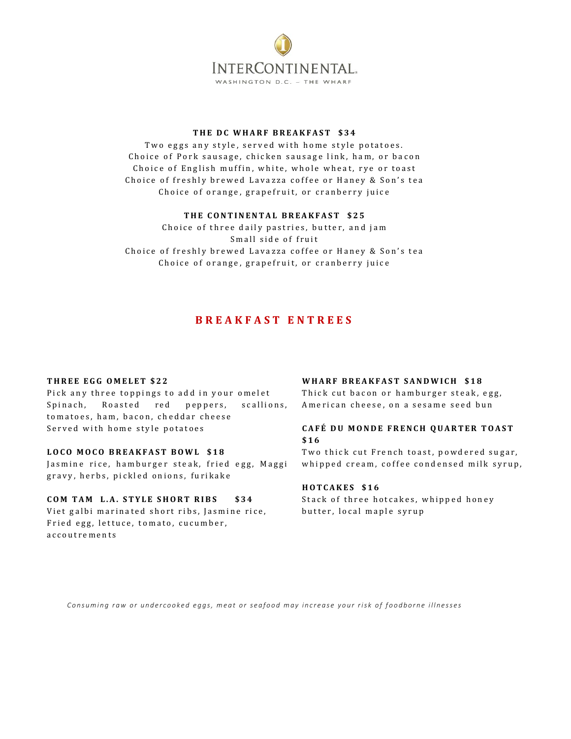# INTERCONTINENTAL

WASHINGTON D.C. – THE WHARF

### THE DC WHARF BREAKFAST $34

Two eggs any style, served with home style potatoes.
Choice of Pork sausage, chicken sausage link, ham, or bacon
Choice of English muffin, white, whole wheat, rye or toast
Choice of freshly brewed Lavazza coffee or Haney & Son's tea
Choice of orange, grapefruit, or cranberry juice

### THE CONTINENTAL BREAKFAST $25

Choice of three daily pastries, butter, and jam
Small side of fruit
Choice of freshly brewed Lavazza coffee or Haney & Son's tea
Choice of orange, grapefruit, or cranberry juice

## BREAKFAST ENTREES

**THREE EGG OMELET $22**
Pick any three toppings to add in your omelet
Spinach, Roasted red peppers, scallions, tomatoes, ham, bacon, cheddar cheese
Served with home style potatoes

**LOCO MOCO BREAKFAST BOWL $18**
Jasmine rice, hamburger steak, fried egg, Maggi gravy, herbs, pickled onions, furikake

**COM TAM L.A. STYLE SHORT RIBS $34**
Viet galbi marinated short ribs, Jasmine rice, Fried egg, lettuce, tomato, cucumber, accoutrements

**WHARF BREAKFAST SANDWICH $18**
Thick cut bacon or hamburger steak, egg, American cheese, on a sesame seed bun

**CAFÉ DU MONDE FRENCH QUARTER TOAST $16**
Two thick cut French toast, powdered sugar, whipped cream, coffee condensed milk syrup,

**HOTCAKES $16**
Stack of three hotcakes, whipped honey butter, local maple syrup

*Consuming raw or undercooked eggs, meat or seafood may increase your risk of foodborne illnesses*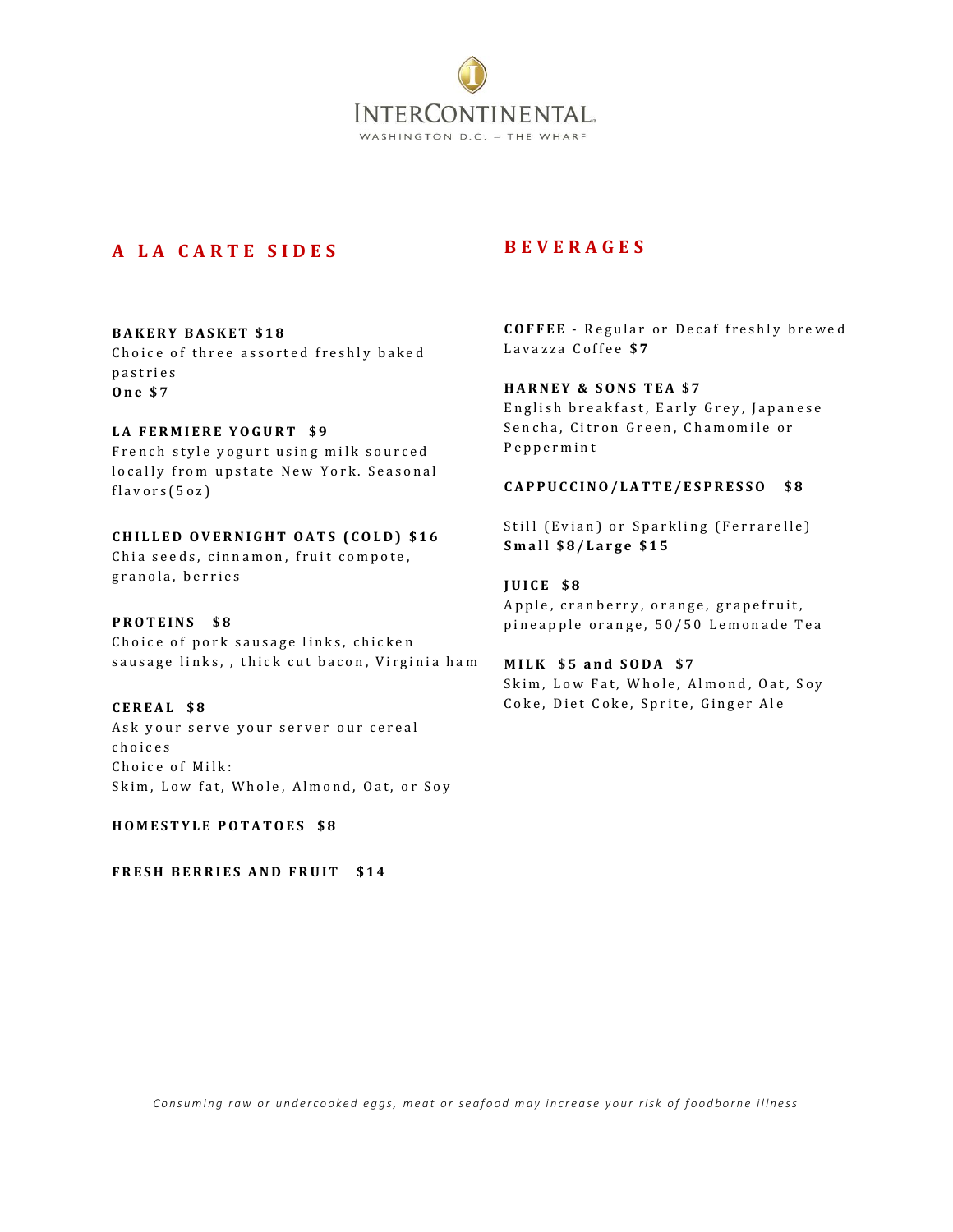INTERCONTINENTAL
WASHINGTON D.C. – THE WHARF

## A LA CARTE SIDES

**BAKERY BASKET $18**
Choice of three assorted freshly baked pastries
**One $7**

**LA FERMIERE YOGURT $9**
French style yogurt using milk sourced locally from upstate New York. Seasonal flavors(5oz)

**CHILLED OVERNIGHT OATS (COLD) $16**
Chia seeds, cinnamon, fruit compote, granola, berries

**PROTEINS $8**
Choice of pork sausage links, chicken sausage links, , thick cut bacon, Virginia ham

**CEREAL $8**
Ask your serve your server our cereal choices
Choice of Milk:
Skim, Low fat, Whole, Almond, Oat, or Soy

**HOMESTYLE POTATOES $8**

**FRESH BERRIES AND FRUIT $14**

## BEVERAGES

**COFFEE** - Regular or Decaf freshly brewed Lavazza Coffee **$7**

**HARNEY & SONS TEA $7**
English breakfast, Early Grey, Japanese Sencha, Citron Green, Chamomile or Peppermint

**CAPPUCCINO/LATTE/ESPRESSO $8**

Still (Evian) or Sparkling (Ferrarelle)
**Small $8/Large $15**

**JUICE $8**
Apple, cranberry, orange, grapefruit, pineapple orange, 50/50 Lemonade Tea

**MILK $5 and SODA $7**
Skim, Low Fat, Whole, Almond, Oat, Soy
Coke, Diet Coke, Sprite, Ginger Ale

*Consuming raw or undercooked eggs, meat or seafood may increase your risk of foodborne illness*